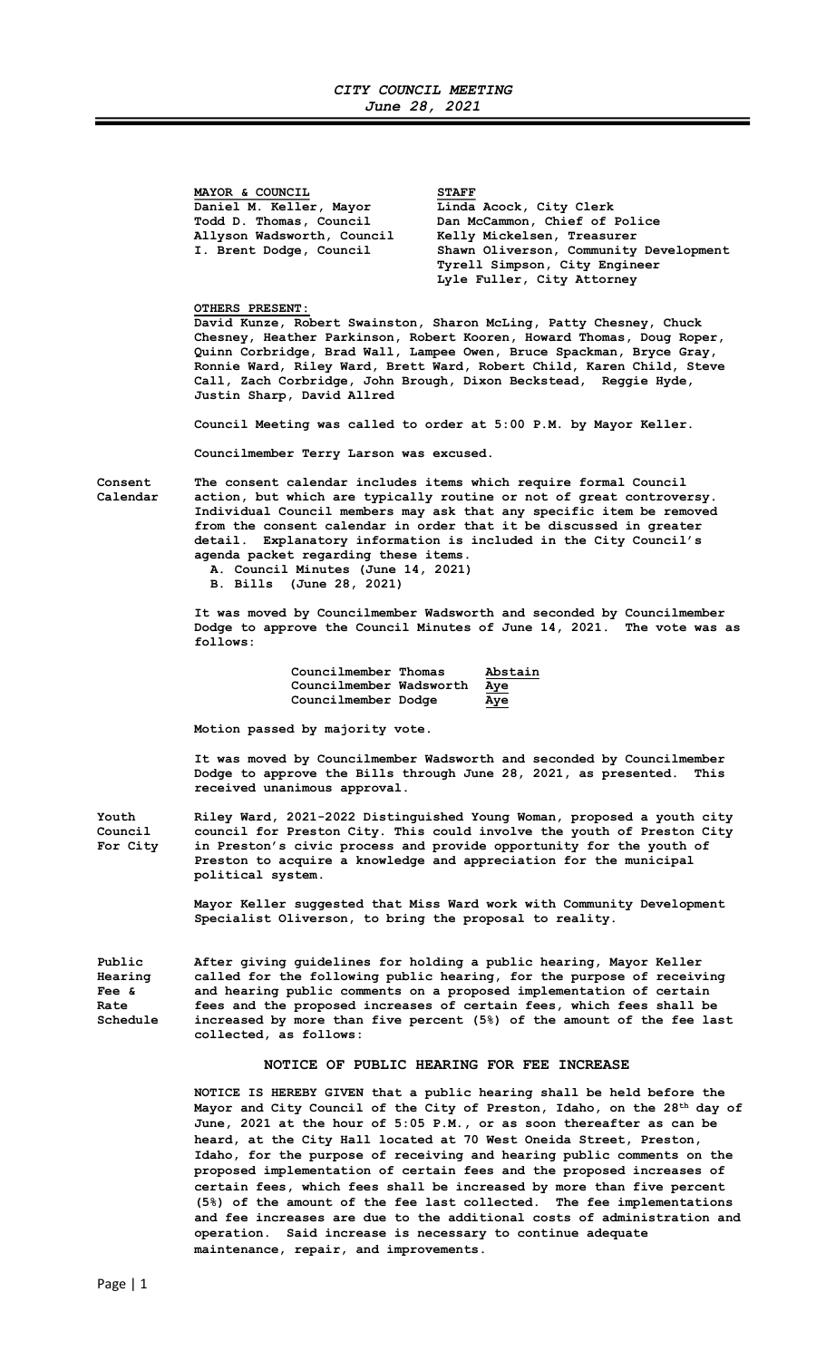*CITY COUNCIL MEETING*
*June 28, 2021*

| MAYOR & COUNCIL | STAFF |
|---|---|
| Daniel M. Keller, Mayor | Linda Acock, City Clerk |
| Todd D. Thomas, Council | Dan McCammon, Chief of Police |
| Allyson Wadsworth, Council | Kelly Mickelsen, Treasurer |
| I. Brent Dodge, Council | Shawn Oliverson, Community Development |
| | Tyrell Simpson, City Engineer |
| | Lyle Fuller, City Attorney |

**OTHERS PRESENT:**
David Kunze, Robert Swainston, Sharon McLing, Patty Chesney, Chuck Chesney, Heather Parkinson, Robert Kooren, Howard Thomas, Doug Roper, Quinn Corbridge, Brad Wall, Lampee Owen, Bruce Spackman, Bryce Gray, Ronnie Ward, Riley Ward, Brett Ward, Robert Child, Karen Child, Steve Call, Zach Corbridge, John Brough, Dixon Beckstead, Reggie Hyde, Justin Sharp, David Allred

Council Meeting was called to order at 5:00 P.M. by Mayor Keller.

Councilmember Terry Larson was excused.

**Consent Calendar**

The consent calendar includes items which require formal Council action, but which are typically routine or not of great controversy. Individual Council members may ask that any specific item be removed from the consent calendar in order that it be discussed in greater detail. Explanatory information is included in the City Council's agenda packet regarding these items.

A. Council Minutes (June 14, 2021)
B. Bills (June 28, 2021)

It was moved by Councilmember Wadsworth and seconded by Councilmember Dodge to approve the Council Minutes of June 14, 2021. The vote was as follows:

| | |
|---|---|
| Councilmember Thomas | Abstain |
| Councilmember Wadsworth | Aye |
| Councilmember Dodge | Aye |

Motion passed by majority vote.

It was moved by Councilmember Wadsworth and seconded by Councilmember Dodge to approve the Bills through June 28, 2021, as presented. This received unanimous approval.

**Youth Council For City**

Riley Ward, 2021-2022 Distinguished Young Woman, proposed a youth city council for Preston City. This could involve the youth of Preston City in Preston's civic process and provide opportunity for the youth of Preston to acquire a knowledge and appreciation for the municipal political system.

Mayor Keller suggested that Miss Ward work with Community Development Specialist Oliverson, to bring the proposal to reality.

**Public Hearing Fee & Rate Schedule**

After giving guidelines for holding a public hearing, Mayor Keller called for the following public hearing, for the purpose of receiving and hearing public comments on a proposed implementation of certain fees and the proposed increases of certain fees, which fees shall be increased by more than five percent (5%) of the amount of the fee last collected, as follows:

## NOTICE OF PUBLIC HEARING FOR FEE INCREASE

NOTICE IS HEREBY GIVEN that a public hearing shall be held before the Mayor and City Council of the City of Preston, Idaho, on the 28th day of June, 2021 at the hour of 5:05 P.M., or as soon thereafter as can be heard, at the City Hall located at 70 West Oneida Street, Preston, Idaho, for the purpose of receiving and hearing public comments on the proposed implementation of certain fees and the proposed increases of certain fees, which fees shall be increased by more than five percent (5%) of the amount of the fee last collected. The fee implementations and fee increases are due to the additional costs of administration and operation. Said increase is necessary to continue adequate maintenance, repair, and improvements.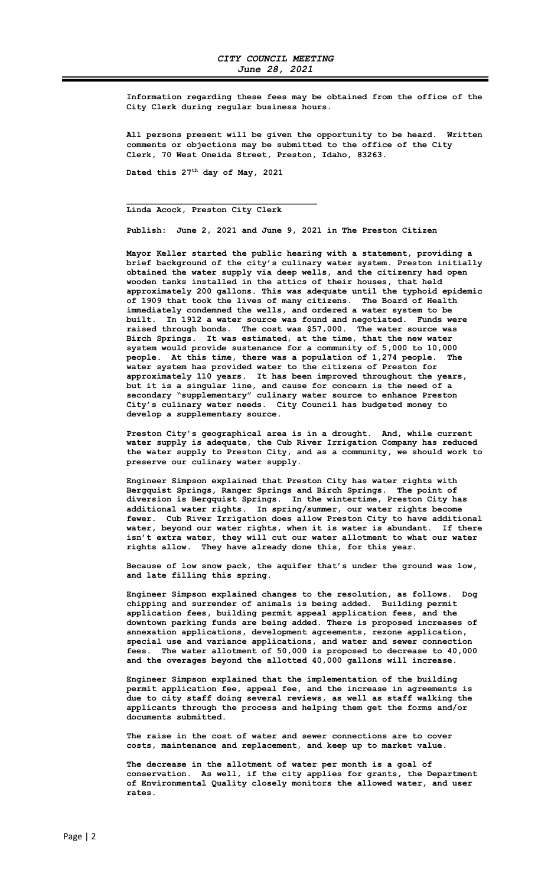Information regarding these fees may be obtained from the office of the City Clerk during regular business hours.

All persons present will be given the opportunity to be heard. Written comments or objections may be submitted to the office of the City Clerk, 70 West Oneida Street, Preston, Idaho, 83263.

Dated this 27th day of May, 2021

\_\_\_\_\_\_\_\_\_\_\_\_\_\_\_\_\_\_\_\_\_\_\_\_\_\_\_\_\_\_\_\_\_\_\_\_

Linda Acock, Preston City Clerk

Publish: June 2, 2021 and June 9, 2021 in The Preston Citizen

Mayor Keller started the public hearing with a statement, providing a brief background of the city's culinary water system. Preston initially obtained the water supply via deep wells, and the citizenry had open wooden tanks installed in the attics of their houses, that held approximately 200 gallons. This was adequate until the typhoid epidemic of 1909 that took the lives of many citizens. The Board of Health immediately condemned the wells, and ordered a water system to be built. In 1912 a water source was found and negotiated. Funds were raised through bonds. The cost was $57,000. The water source was Birch Springs. It was estimated, at the time, that the new water system would provide sustenance for a community of 5,000 to 10,000 people. At this time, there was a population of 1,274 people. The water system has provided water to the citizens of Preston for approximately 110 years. It has been improved throughout the years, but it is a singular line, and cause for concern is the need of a secondary "supplementary" culinary water source to enhance Preston City's culinary water needs. City Council has budgeted money to develop a supplementary source.

Preston City's geographical area is in a drought. And, while current water supply is adequate, the Cub River Irrigation Company has reduced the water supply to Preston City, and as a community, we should work to preserve our culinary water supply.

Engineer Simpson explained that Preston City has water rights with Bergquist Springs, Ranger Springs and Birch Springs. The point of diversion is Bergquist Springs. In the wintertime, Preston City has additional water rights. In spring/summer, our water rights become fewer. Cub River Irrigation does allow Preston City to have additional water, beyond our water rights, when it is water is abundant. If there isn't extra water, they will cut our water allotment to what our water rights allow. They have already done this, for this year.

Because of low snow pack, the aquifer that's under the ground was low, and late filling this spring.

Engineer Simpson explained changes to the resolution, as follows. Dog chipping and surrender of animals is being added. Building permit application fees, building permit appeal application fees, and the downtown parking funds are being added. There is proposed increases of annexation applications, development agreements, rezone application, special use and variance applications, and water and sewer connection fees. The water allotment of 50,000 is proposed to decrease to 40,000 and the overages beyond the allotted 40,000 gallons will increase.

Engineer Simpson explained that the implementation of the building permit application fee, appeal fee, and the increase in agreements is due to city staff doing several reviews, as well as staff walking the applicants through the process and helping them get the forms and/or documents submitted.

The raise in the cost of water and sewer connections are to cover costs, maintenance and replacement, and keep up to market value.

The decrease in the allotment of water per month is a goal of conservation. As well, if the city applies for grants, the Department of Environmental Quality closely monitors the allowed water, and user rates.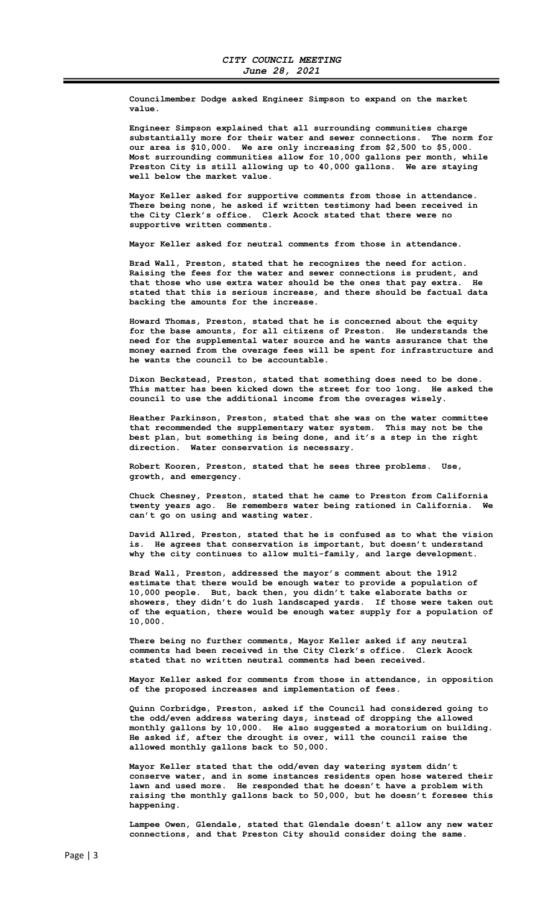**Councilmember Dodge asked Engineer Simpson to expand on the market value.**

**Engineer Simpson explained that all surrounding communities charge substantially more for their water and sewer connections. The norm for our area is $10,000. We are only increasing from $2,500 to $5,000. Most surrounding communities allow for 10,000 gallons per month, while Preston City is still allowing up to 40,000 gallons. We are staying well below the market value.**

**Mayor Keller asked for supportive comments from those in attendance. There being none, he asked if written testimony had been received in the City Clerk's office. Clerk Acock stated that there were no supportive written comments.**

**Mayor Keller asked for neutral comments from those in attendance.**

**Brad Wall, Preston, stated that he recognizes the need for action. Raising the fees for the water and sewer connections is prudent, and that those who use extra water should be the ones that pay extra. He stated that this is serious increase, and there should be factual data backing the amounts for the increase.**

**Howard Thomas, Preston, stated that he is concerned about the equity for the base amounts, for all citizens of Preston. He understands the need for the supplemental water source and he wants assurance that the money earned from the overage fees will be spent for infrastructure and he wants the council to be accountable.**

**Dixon Beckstead, Preston, stated that something does need to be done. This matter has been kicked down the street for too long. He asked the council to use the additional income from the overages wisely.**

**Heather Parkinson, Preston, stated that she was on the water committee that recommended the supplementary water system. This may not be the best plan, but something is being done, and it's a step in the right direction. Water conservation is necessary.**

**Robert Kooren, Preston, stated that he sees three problems. Use, growth, and emergency.**

**Chuck Chesney, Preston, stated that he came to Preston from California twenty years ago. He remembers water being rationed in California. We can't go on using and wasting water.**

**David Allred, Preston, stated that he is confused as to what the vision is. He agrees that conservation is important, but doesn't understand why the city continues to allow multi-family, and large development.**

**Brad Wall, Preston, addressed the mayor's comment about the 1912 estimate that there would be enough water to provide a population of 10,000 people. But, back then, you didn't take elaborate baths or showers, they didn't do lush landscaped yards. If those were taken out of the equation, there would be enough water supply for a population of 10,000.**

**There being no further comments, Mayor Keller asked if any neutral comments had been received in the City Clerk's office. Clerk Acock stated that no written neutral comments had been received.**

**Mayor Keller asked for comments from those in attendance, in opposition of the proposed increases and implementation of fees.**

**Quinn Corbridge, Preston, asked if the Council had considered going to the odd/even address watering days, instead of dropping the allowed monthly gallons by 10,000. He also suggested a moratorium on building. He asked if, after the drought is over, will the council raise the allowed monthly gallons back to 50,000.**

**Mayor Keller stated that the odd/even day watering system didn't conserve water, and in some instances residents open hose watered their lawn and used more. He responded that he doesn't have a problem with raising the monthly gallons back to 50,000, but he doesn't foresee this happening.**

**Lampee Owen, Glendale, stated that Glendale doesn't allow any new water connections, and that Preston City should consider doing the same.**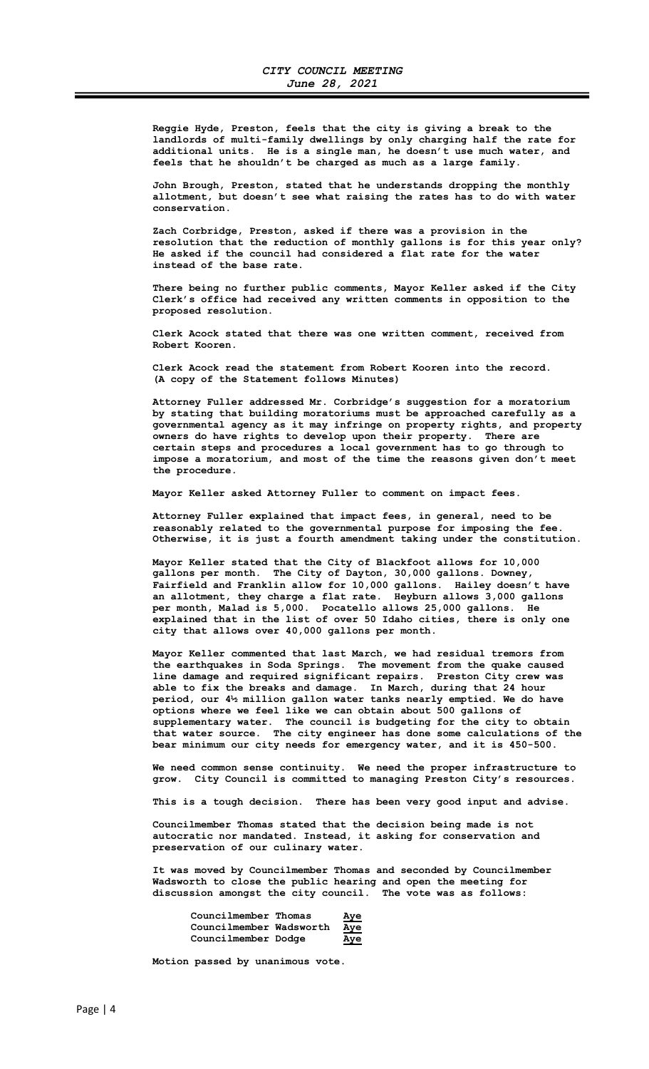Reggie Hyde, Preston, feels that the city is giving a break to the landlords of multi-family dwellings by only charging half the rate for additional units. He is a single man, he doesn't use much water, and feels that he shouldn't be charged as much as a large family.

John Brough, Preston, stated that he understands dropping the monthly allotment, but doesn't see what raising the rates has to do with water conservation.

Zach Corbridge, Preston, asked if there was a provision in the resolution that the reduction of monthly gallons is for this year only? He asked if the council had considered a flat rate for the water instead of the base rate.

There being no further public comments, Mayor Keller asked if the City Clerk's office had received any written comments in opposition to the proposed resolution.

Clerk Acock stated that there was one written comment, received from Robert Kooren.

Clerk Acock read the statement from Robert Kooren into the record. (A copy of the Statement follows Minutes)

Attorney Fuller addressed Mr. Corbridge's suggestion for a moratorium by stating that building moratoriums must be approached carefully as a governmental agency as it may infringe on property rights, and property owners do have rights to develop upon their property. There are certain steps and procedures a local government has to go through to impose a moratorium, and most of the time the reasons given don't meet the procedure.

Mayor Keller asked Attorney Fuller to comment on impact fees.

Attorney Fuller explained that impact fees, in general, need to be reasonably related to the governmental purpose for imposing the fee. Otherwise, it is just a fourth amendment taking under the constitution.

Mayor Keller stated that the City of Blackfoot allows for 10,000 gallons per month. The City of Dayton, 30,000 gallons. Downey, Fairfield and Franklin allow for 10,000 gallons. Hailey doesn't have an allotment, they charge a flat rate. Heyburn allows 3,000 gallons per month, Malad is 5,000. Pocatello allows 25,000 gallons. He explained that in the list of over 50 Idaho cities, there is only one city that allows over 40,000 gallons per month.

Mayor Keller commented that last March, we had residual tremors from the earthquakes in Soda Springs. The movement from the quake caused line damage and required significant repairs. Preston City crew was able to fix the breaks and damage. In March, during that 24 hour period, our 4½ million gallon water tanks nearly emptied. We do have options where we feel like we can obtain about 500 gallons of supplementary water. The council is budgeting for the city to obtain that water source. The city engineer has done some calculations of the bear minimum our city needs for emergency water, and it is 450-500.

We need common sense continuity. We need the proper infrastructure to grow. City Council is committed to managing Preston City's resources.

This is a tough decision. There has been very good input and advise.

Councilmember Thomas stated that the decision being made is not autocratic nor mandated. Instead, it asking for conservation and preservation of our culinary water.

It was moved by Councilmember Thomas and seconded by Councilmember Wadsworth to close the public hearing and open the meeting for discussion amongst the city council. The vote was as follows:

Councilmember Thomas Aye
Councilmember Wadsworth Aye
Councilmember Dodge Aye

Motion passed by unanimous vote.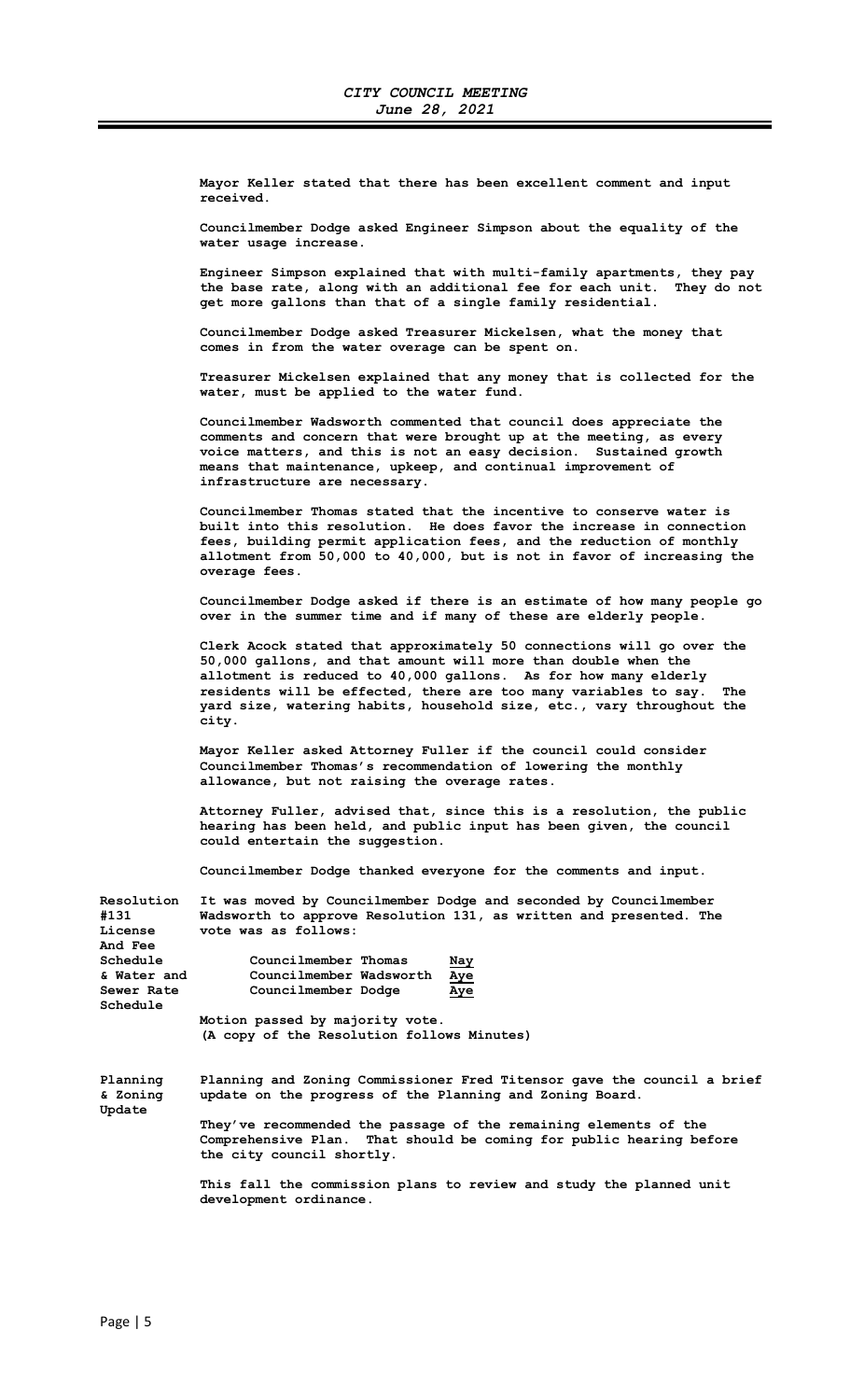Mayor Keller stated that there has been excellent comment and input received.

Councilmember Dodge asked Engineer Simpson about the equality of the water usage increase.

Engineer Simpson explained that with multi-family apartments, they pay the base rate, along with an additional fee for each unit. They do not get more gallons than that of a single family residential.

Councilmember Dodge asked Treasurer Mickelsen, what the money that comes in from the water overage can be spent on.

Treasurer Mickelsen explained that any money that is collected for the water, must be applied to the water fund.

Councilmember Wadsworth commented that council does appreciate the comments and concern that were brought up at the meeting, as every voice matters, and this is not an easy decision. Sustained growth means that maintenance, upkeep, and continual improvement of infrastructure are necessary.

Councilmember Thomas stated that the incentive to conserve water is built into this resolution. He does favor the increase in connection fees, building permit application fees, and the reduction of monthly allotment from 50,000 to 40,000, but is not in favor of increasing the overage fees.

Councilmember Dodge asked if there is an estimate of how many people go over in the summer time and if many of these are elderly people.

Clerk Acock stated that approximately 50 connections will go over the 50,000 gallons, and that amount will more than double when the allotment is reduced to 40,000 gallons. As for how many elderly residents will be effected, there are too many variables to say. The yard size, watering habits, household size, etc., vary throughout the city.

Mayor Keller asked Attorney Fuller if the council could consider Councilmember Thomas's recommendation of lowering the monthly allowance, but not raising the overage rates.

Attorney Fuller, advised that, since this is a resolution, the public hearing has been held, and public input has been given, the council could entertain the suggestion.

Councilmember Dodge thanked everyone for the comments and input.

**Resolution #131 License And Fee Schedule & Water and Sewer Rate Schedule**

It was moved by Councilmember Dodge and seconded by Councilmember Wadsworth to approve Resolution 131, as written and presented. The vote was as follows:

| | |
|---|---|
| Councilmember Thomas | Nay |
| Councilmember Wadsworth | Aye |
| Councilmember Dodge | Aye |

Motion passed by majority vote.
(A copy of the Resolution follows Minutes)

**Planning & Zoning Update**

Planning and Zoning Commissioner Fred Titensor gave the council a brief update on the progress of the Planning and Zoning Board.

They've recommended the passage of the remaining elements of the Comprehensive Plan. That should be coming for public hearing before the city council shortly.

This fall the commission plans to review and study the planned unit development ordinance.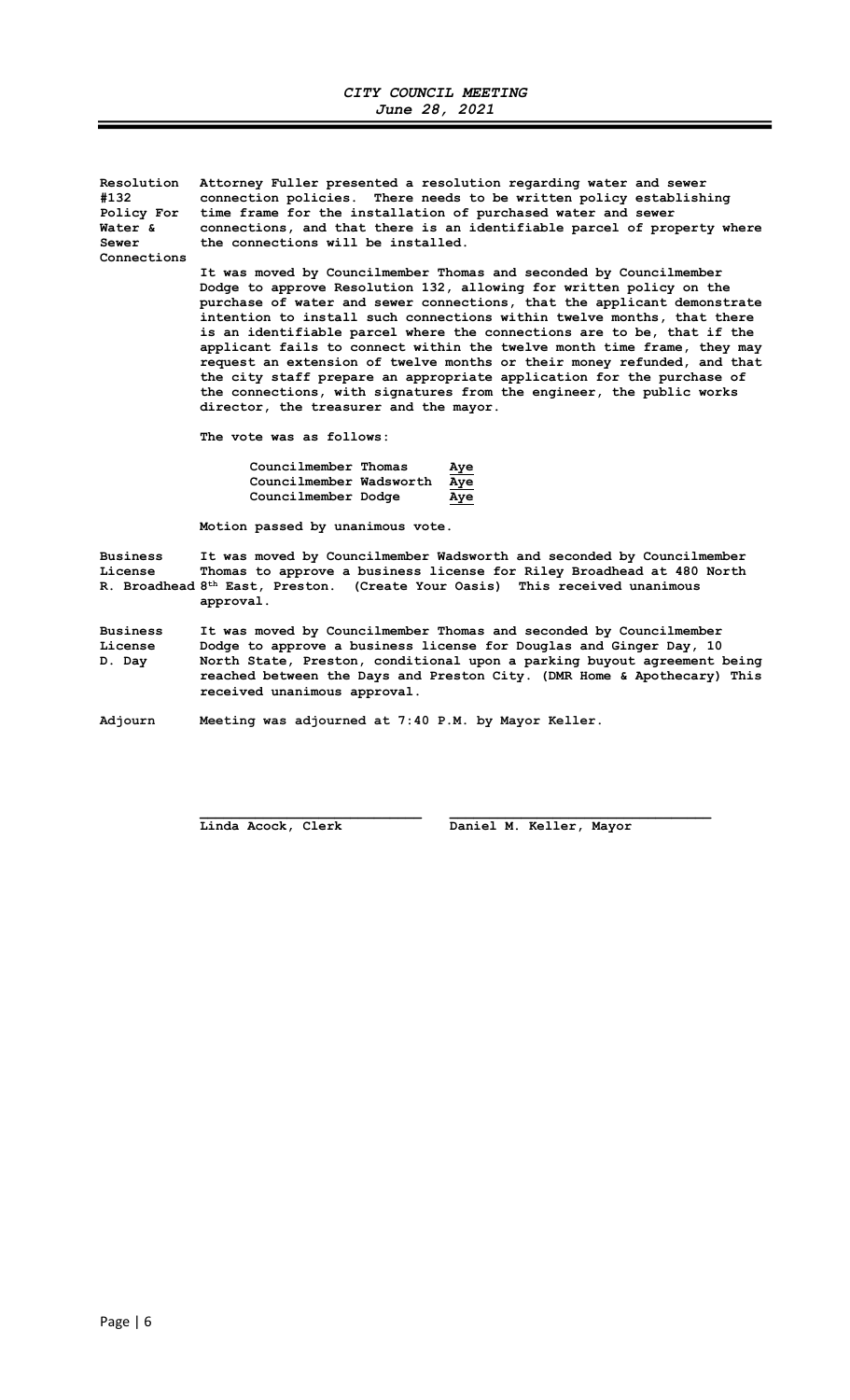**Resolution #132 Policy For Water & Sewer Connections**

**Attorney Fuller presented a resolution regarding water and sewer connection policies. There needs to be written policy establishing time frame for the installation of purchased water and sewer connections, and that there is an identifiable parcel of property where the connections will be installed.**

**It was moved by Councilmember Thomas and seconded by Councilmember Dodge to approve Resolution 132, allowing for written policy on the purchase of water and sewer connections, that the applicant demonstrate intention to install such connections within twelve months, that there is an identifiable parcel where the connections are to be, that if the applicant fails to connect within the twelve month time frame, they may request an extension of twelve months or their money refunded, and that the city staff prepare an appropriate application for the purchase of the connections, with signatures from the engineer, the public works director, the treasurer and the mayor.**

**The vote was as follows:**

| | |
|---|---|
| **Councilmember Thomas** | **Aye** |
| **Councilmember Wadsworth** | **Aye** |
| **Councilmember Dodge** | **Aye** |

**Motion passed by unanimous vote.**

**Business License R. Broadhead**

**It was moved by Councilmember Wadsworth and seconded by Councilmember Thomas to approve a business license for Riley Broadhead at 480 North 8th East, Preston. (Create Your Oasis) This received unanimous approval.**

**Business License D. Day**

**It was moved by Councilmember Thomas and seconded by Councilmember Dodge to approve a business license for Douglas and Ginger Day, 10 North State, Preston, conditional upon a parking buyout agreement being reached between the Days and Preston City. (DMR Home & Apothecary) This received unanimous approval.**

**Adjourn**

**Meeting was adjourned at 7:40 P.M. by Mayor Keller.**

**Linda Acock, Clerk**

**Daniel M. Keller, Mayor**